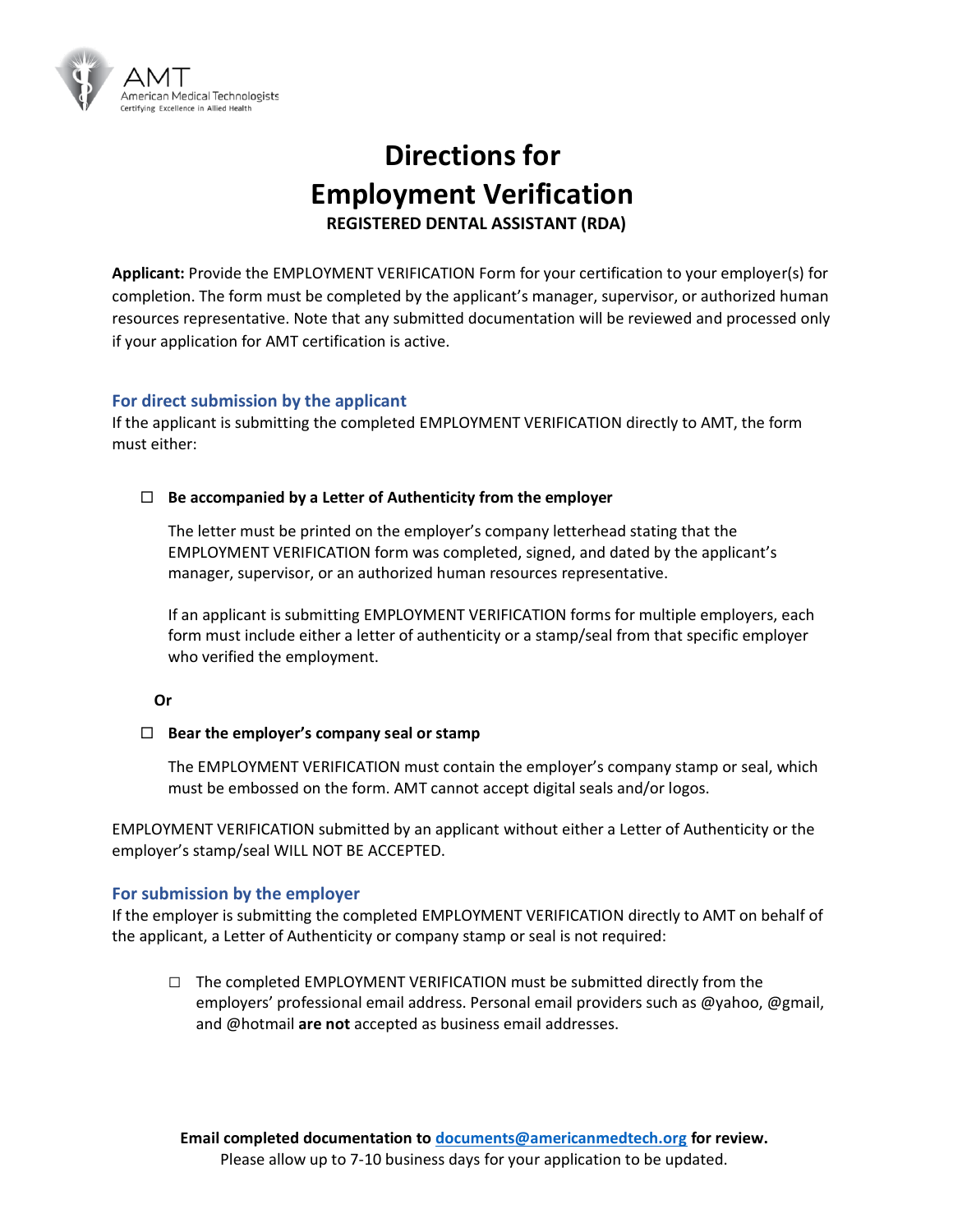# Directions for Employment Verification

### REGISTERED DENTAL ASSISTANT (RDA)

**Applicant:** Provide the EMPLOYMENT VERIFICATION Form for your certification to your employer(s) for completion. The form must be completed by the applicant's manager, supervisor, or authorized human resources representative. Note that any submitted documentation will be reviewed and processed only if your application for AMT certification is active.

## For direct submission by the applicant

If the applicant is submitting the completed EMPLOYMENT VERIFICATION directly to AMT, the form must either:

- ☐ **Be accompanied by a Letter of Authenticity from the employer**

  The letter must be printed on the employer's company letterhead stating that the EMPLOYMENT VERIFICATION form was completed, signed, and dated by the applicant's manager, supervisor, or an authorized human resources representative.

  If an applicant is submitting EMPLOYMENT VERIFICATION forms for multiple employers, each form must include either a letter of authenticity or a stamp/seal from that specific employer who verified the employment.

**Or**

- ☐ **Bear the employer's company seal or stamp**

  The EMPLOYMENT VERIFICATION must contain the employer's company stamp or seal, which must be embossed on the form. AMT cannot accept digital seals and/or logos.

EMPLOYMENT VERIFICATION submitted by an applicant without either a Letter of Authenticity or the employer's stamp/seal WILL NOT BE ACCEPTED.

## For submission by the employer

If the employer is submitting the completed EMPLOYMENT VERIFICATION directly to AMT on behalf of the applicant, a Letter of Authenticity or company stamp or seal is not required:

- ☐ The completed EMPLOYMENT VERIFICATION must be submitted directly from the employers' professional email address. Personal email providers such as @yahoo, @gmail, and @hotmail **are not** accepted as business email addresses.

**Email completed documentation to [documents@americanmedtech.org](mailto:documents@americanmedtech.org) for review.**

Please allow up to 7-10 business days for your application to be updated.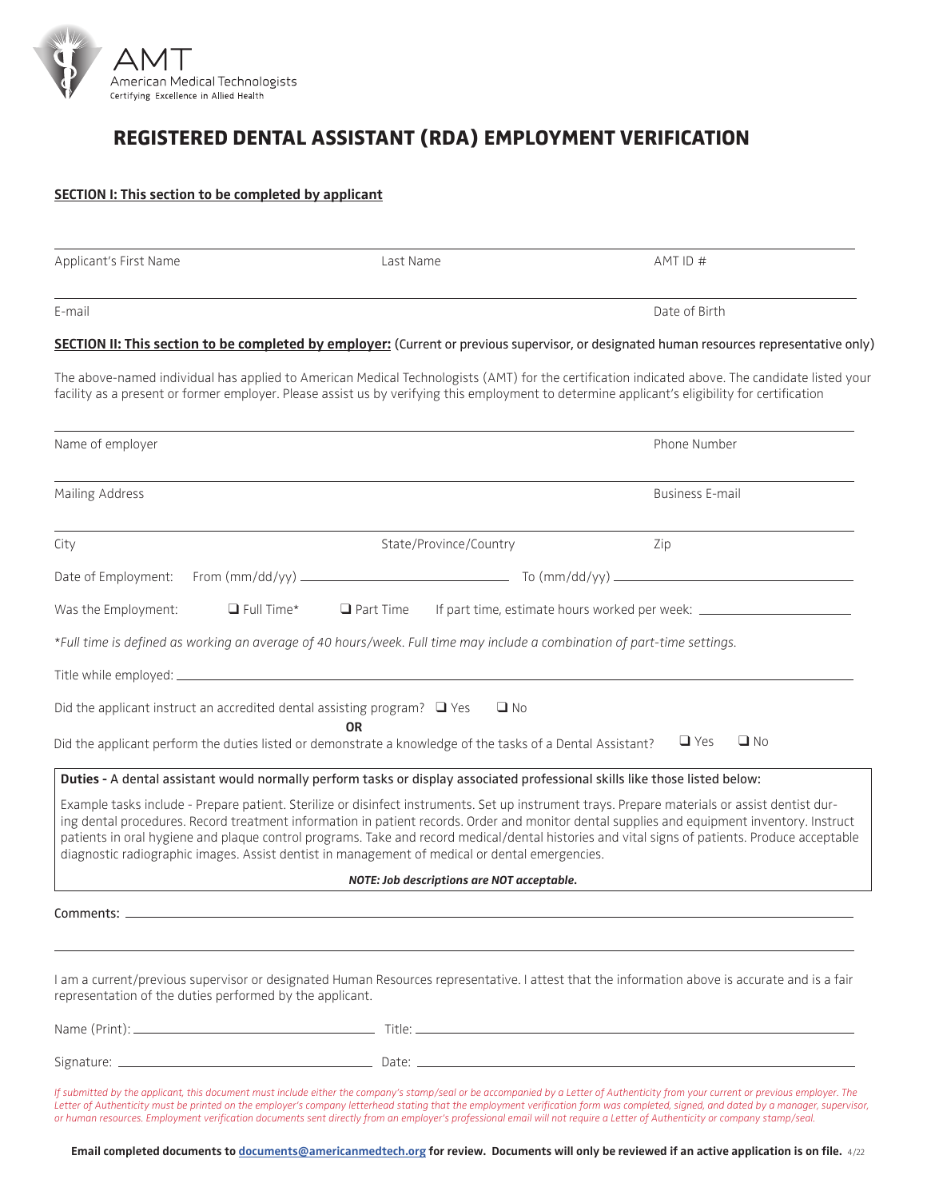AMT
American Medical Technologists
Certifying Excellence in Allied Health

# REGISTERED DENTAL ASSISTANT (RDA) EMPLOYMENT VERIFICATION

**SECTION I: This section to be completed by applicant**

Applicant's First Name ____________ Last Name ____________ AMT ID # ____________

E-mail ____________ Date of Birth ____________

**SECTION II: This section to be completed by employer:** (Current or previous supervisor, or designated human resources representative only)

The above-named individual has applied to American Medical Technologists (AMT) for the certification indicated above. The candidate listed your facility as a present or former employer. Please assist us by verifying this employment to determine applicant's eligibility for certification

Name of employer ____________ Phone Number ____________

Mailing Address ____________ Business E-mail ____________

City ____________ State/Province/Country ____________ Zip ____________

Date of Employment: From (mm/dd/yy) ____________ To (mm/dd/yy) ____________

Was the Employment: ❑ Full Time* ❑ Part Time If part time, estimate hours worked per week: ____________

*\*Full time is defined as working an average of 40 hours/week. Full time may include a combination of part-time settings.*

Title while employed: ____________

Did the applicant instruct an accredited dental assisting program? ❑ Yes ❑ No

**OR**

Did the applicant perform the duties listed or demonstrate a knowledge of the tasks of a Dental Assistant? ❑ Yes ❑ No

**Duties -** A dental assistant would normally perform tasks or display associated professional skills like those listed below:

Example tasks include - Prepare patient. Sterilize or disinfect instruments. Set up instrument trays. Prepare materials or assist dentist during dental procedures. Record treatment information in patient records. Order and monitor dental supplies and equipment inventory. Instruct patients in oral hygiene and plaque control programs. Take and record medical/dental histories and vital signs of patients. Produce acceptable diagnostic radiographic images. Assist dentist in management of medical or dental emergencies.

***NOTE: Job descriptions are NOT acceptable.***

Comments: ____________

I am a current/previous supervisor or designated Human Resources representative. I attest that the information above is accurate and is a fair representation of the duties performed by the applicant.

Name (Print): ____________ Title: ____________

Signature: ____________ Date: ____________

*If submitted by the applicant, this document must include either the company's stamp/seal or be accompanied by a Letter of Authenticity from your current or previous employer. The Letter of Authenticity must be printed on the employer's company letterhead stating that the employment verification form was completed, signed, and dated by a manager, supervisor, or human resources. Employment verification documents sent directly from an employer's professional email will not require a Letter of Authenticity or company stamp/seal.*

**Email completed documents to documents@americanmedtech.org for review. Documents will only be reviewed if an active application is on file.** 4/22